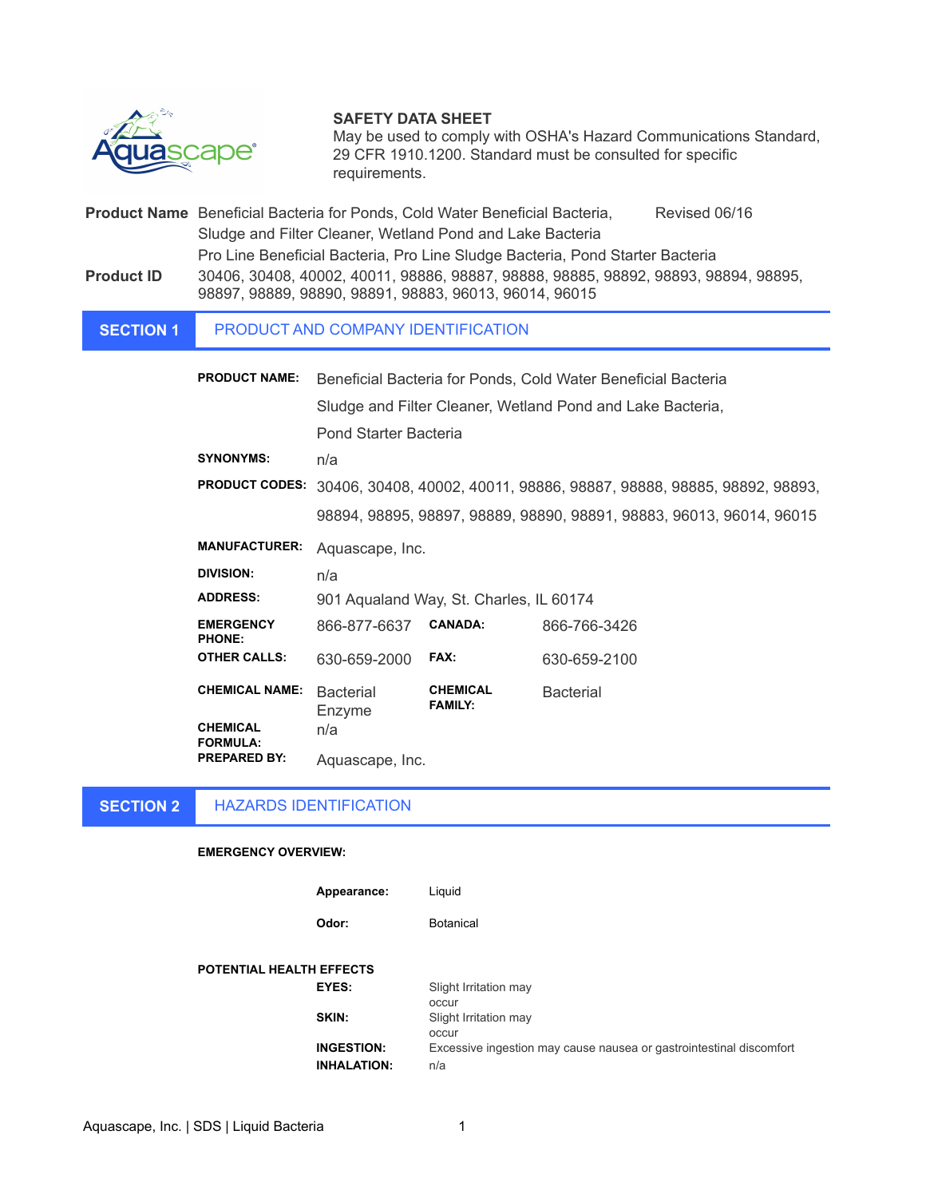**SAFETY DATA SHEET**
May be used to comply with OSHA's Hazard Communications Standard, 29 CFR 1910.1200. Standard must be consulted for specific requirements.

**Product Name** Beneficial Bacteria for Ponds, Cold Water Beneficial Bacteria, Sludge and Filter Cleaner, Wetland Pond and Lake Bacteria Pro Line Beneficial Bacteria, Pro Line Sludge Bacteria, Pond Starter Bacteria

Revised 06/16

**Product ID** 30406, 30408, 40002, 40011, 98886, 98887, 98888, 98885, 98892, 98893, 98894, 98895, 98897, 98889, 98890, 98891, 98883, 96013, 96014, 96015

## SECTION 1 PRODUCT AND COMPANY IDENTIFICATION

**PRODUCT NAME:** Beneficial Bacteria for Ponds, Cold Water Beneficial Bacteria Sludge and Filter Cleaner, Wetland Pond and Lake Bacteria, Pond Starter Bacteria

**SYNONYMS:** n/a

**PRODUCT CODES:** 30406, 30408, 40002, 40011, 98886, 98887, 98888, 98885, 98892, 98893, 98894, 98895, 98897, 98889, 98890, 98891, 98883, 96013, 96014, 96015

**MANUFACTURER:** Aquascape, Inc.

**DIVISION:** n/a

**ADDRESS:** 901 Aqualand Way, St. Charles, IL 60174

**EMERGENCY PHONE:** 866-877-6637 **CANADA:** 866-766-3426

**OTHER CALLS:** 630-659-2000 **FAX:** 630-659-2100

**CHEMICAL NAME:** Bacterial Enzyme **CHEMICAL FAMILY:** Bacterial

**CHEMICAL FORMULA:** n/a

**PREPARED BY:** Aquascape, Inc.

## SECTION 2 HAZARDS IDENTIFICATION

**EMERGENCY OVERVIEW:**

**Appearance:** Liquid

**Odor:** Botanical

**POTENTIAL HEALTH EFFECTS**

**EYES:** Slight Irritation may occur

**SKIN:** Slight Irritation may occur

**INGESTION:** Excessive ingestion may cause nausea or gastrointestinal discomfort

**INHALATION:** n/a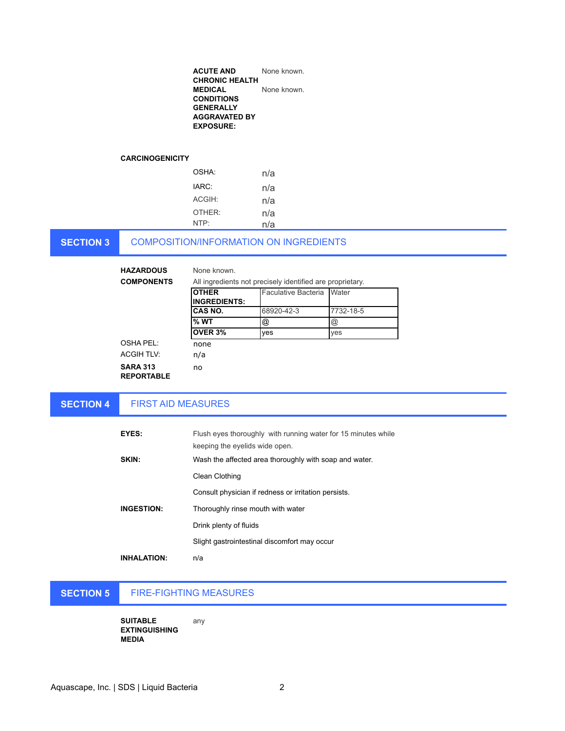**ACUTE AND CHRONIC HEALTH** None known.

**MEDICAL CONDITIONS GENERALLY AGGRAVATED BY EXPOSURE:** None known.

**CARCINOGENICITY**

| | |
|---|---|
| OSHA: | n/a |
| IARC: | n/a |
| ACGIH: | n/a |
| OTHER: | n/a |
| NTP: | n/a |

## SECTION 3 COMPOSITION/INFORMATION ON INGREDIENTS

**HAZARDOUS COMPONENTS** None known.

All ingredients not precisely identified are proprietary.

| **OTHER INGREDIENTS:** | Faculative Bacteria | Water |
|---|---|---|
| **CAS NO.** | 68920-42-3 | 7732-18-5 |
| **% WT** | @ | @ |
| **OVER 3%** | yes | yes |

OSHA PEL: none

ACGIH TLV: n/a

**SARA 313 REPORTABLE** no

## SECTION 4 FIRST AID MEASURES

**EYES:** Flush eyes thoroughly with running water for 15 minutes while keeping the eyelids wide open.

**SKIN:** Wash the affected area thoroughly with soap and water.

Clean Clothing

Consult physician if redness or irritation persists.

**INGESTION:** Thoroughly rinse mouth with water

Drink plenty of fluids

Slight gastrointestinal discomfort may occur

**INHALATION:** n/a

## SECTION 5 FIRE-FIGHTING MEASURES

**SUITABLE EXTINGUISHING MEDIA** any

Aquascape, Inc. | SDS | Liquid Bacteria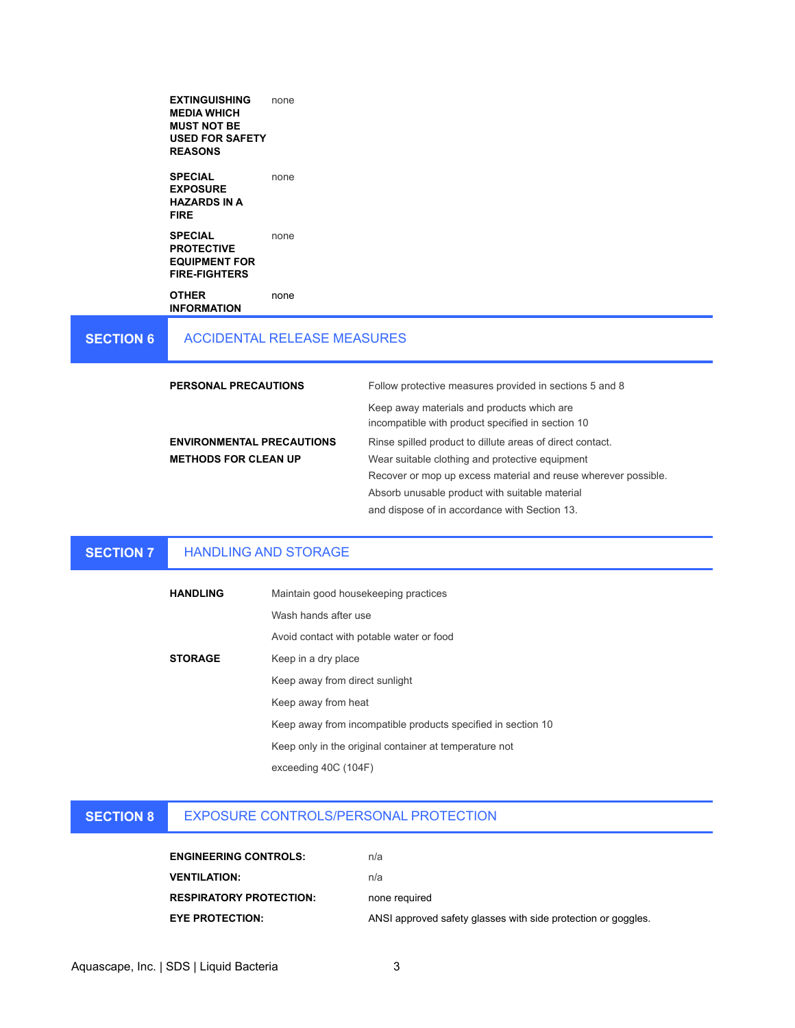| | |
|---|---|
| **EXTINGUISHING MEDIA WHICH MUST NOT BE USED FOR SAFETY REASONS** | none |
| **SPECIAL EXPOSURE HAZARDS IN A FIRE** | none |
| **SPECIAL PROTECTIVE EQUIPMENT FOR FIRE-FIGHTERS** | none |
| **OTHER INFORMATION** | none |

## SECTION 6 ACCIDENTAL RELEASE MEASURES

| | |
|---|---|
| **PERSONAL PRECAUTIONS** | Follow protective measures provided in sections 5 and 8<br>Keep away materials and products which are incompatible with product specified in section 10 |
| **ENVIRONMENTAL PRECAUTIONS** | Rinse spilled product to dillute areas of direct contact. |
| **METHODS FOR CLEAN UP** | Wear suitable clothing and protective equipment<br>Recover or mop up excess material and reuse wherever possible.<br>Absorb unusable product with suitable material and dispose of in accordance with Section 13. |

## SECTION 7 HANDLING AND STORAGE

| | |
|---|---|
| **HANDLING** | Maintain good housekeeping practices<br>Wash hands after use<br>Avoid contact with potable water or food |
| **STORAGE** | Keep in a dry place<br>Keep away from direct sunlight<br>Keep away from heat<br>Keep away from incompatible products specified in section 10<br>Keep only in the original container at temperature not exceeding 40C (104F) |

## SECTION 8 EXPOSURE CONTROLS/PERSONAL PROTECTION

| | |
|---|---|
| **ENGINEERING CONTROLS:** | n/a |
| **VENTILATION:** | n/a |
| **RESPIRATORY PROTECTION:** | none required |
| **EYE PROTECTION:** | ANSI approved safety glasses with side protection or goggles. |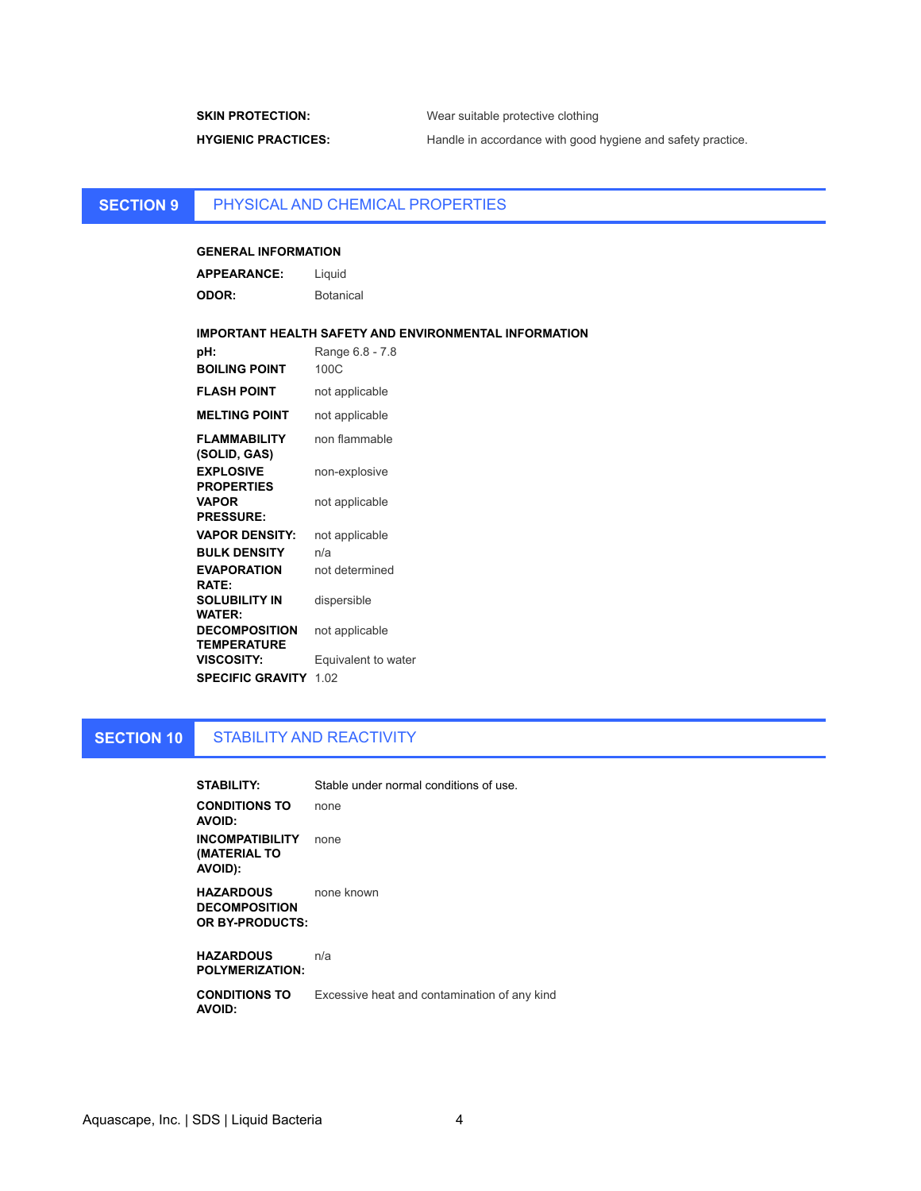**SKIN PROTECTION:** Wear suitable protective clothing

**HYGIENIC PRACTICES:** Handle in accordance with good hygiene and safety practice.

## SECTION 9 PHYSICAL AND CHEMICAL PROPERTIES

**GENERAL INFORMATION**

| | |
|---|---|
| **APPEARANCE:** | Liquid |
| **ODOR:** | Botanical |

**IMPORTANT HEALTH SAFETY AND ENVIRONMENTAL INFORMATION**

| | |
|---|---|
| **pH:** | Range 6.8 - 7.8 |
| **BOILING POINT** | 100C |
| **FLASH POINT** | not applicable |
| **MELTING POINT** | not applicable |
| **FLAMMABILITY (SOLID, GAS)** | non flammable |
| **EXPLOSIVE PROPERTIES** | non-explosive |
| **VAPOR PRESSURE:** | not applicable |
| **VAPOR DENSITY:** | not applicable |
| **BULK DENSITY** | n/a |
| **EVAPORATION RATE:** | not determined |
| **SOLUBILITY IN WATER:** | dispersible |
| **DECOMPOSITION TEMPERATURE** | not applicable |
| **VISCOSITY:** | Equivalent to water |
| **SPECIFIC GRAVITY** | 1.02 |

## SECTION 10 STABILITY AND REACTIVITY

| | |
|---|---|
| **STABILITY:** | Stable under normal conditions of use. |
| **CONDITIONS TO AVOID:** | none |
| **INCOMPATIBILITY (MATERIAL TO AVOID):** | none |
| **HAZARDOUS DECOMPOSITION OR BY-PRODUCTS:** | none known |
| **HAZARDOUS POLYMERIZATION:** | n/a |
| **CONDITIONS TO AVOID:** | Excessive heat and contamination of any kind |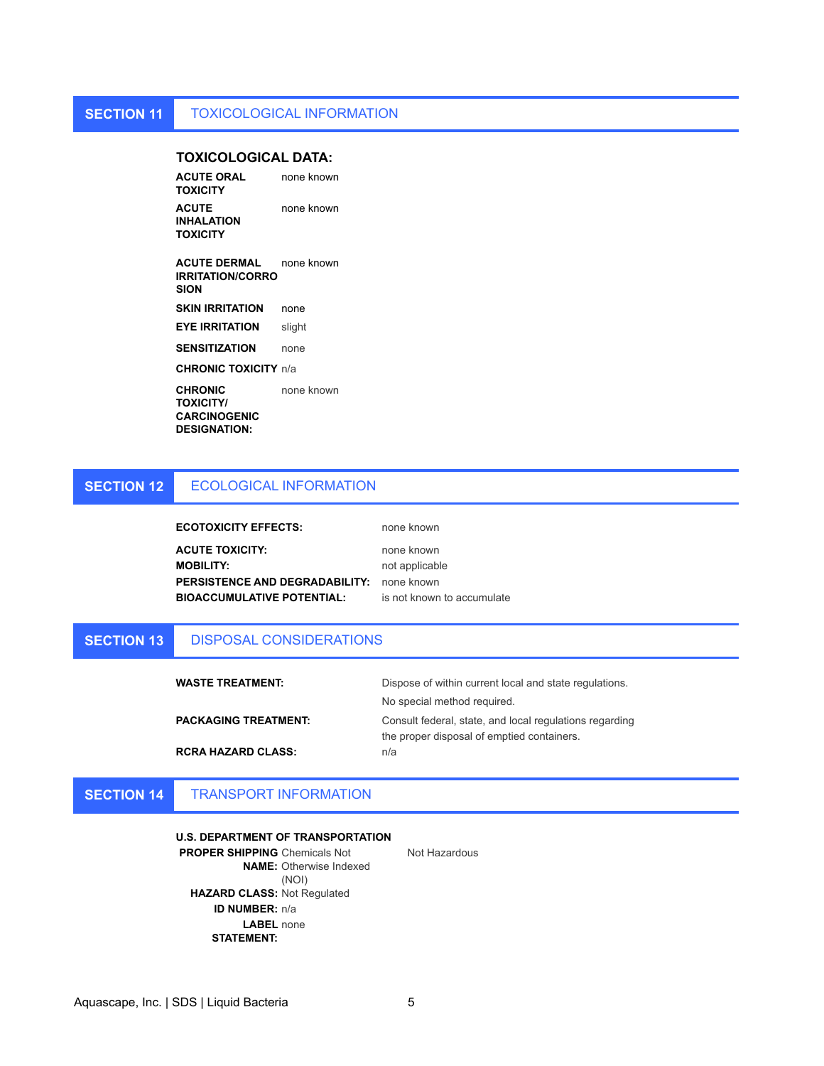## SECTION 11 TOXICOLOGICAL INFORMATION

### TOXICOLOGICAL DATA:

| | |
|---|---|
| **ACUTE ORAL TOXICITY** | none known |
| **ACUTE INHALATION TOXICITY** | none known |
| **ACUTE DERMAL IRRITATION/CORROSION** | none known |
| **SKIN IRRITATION** | none |
| **EYE IRRITATION** | slight |
| **SENSITIZATION** | none |
| **CHRONIC TOXICITY** | n/a |
| **CHRONIC TOXICITY/ CARCINOGENIC DESIGNATION:** | none known |

## SECTION 12 ECOLOGICAL INFORMATION

| | |
|---|---|
| **ECOTOXICITY EFFECTS:** | none known |
| **ACUTE TOXICITY:** | none known |
| **MOBILITY:** | not applicable |
| **PERSISTENCE AND DEGRADABILITY:** | none known |
| **BIOACCUMULATIVE POTENTIAL:** | is not known to accumulate |

## SECTION 13 DISPOSAL CONSIDERATIONS

| | |
|---|---|
| **WASTE TREATMENT:** | Dispose of within current local and state regulations. No special method required. |
| **PACKAGING TREATMENT:** | Consult federal, state, and local regulations regarding the proper disposal of emptied containers. |
| **RCRA HAZARD CLASS:** | n/a |

## SECTION 14 TRANSPORT INFORMATION

**U.S. DEPARTMENT OF TRANSPORTATION**

| | | |
|---|---|---|
| **PROPER SHIPPING NAME:** | Chemicals Not Otherwise Indexed (NOI) | Not Hazardous |
| **HAZARD CLASS:** | Not Regulated | |
| **ID NUMBER:** | n/a | |
| **LABEL STATEMENT:** | none | |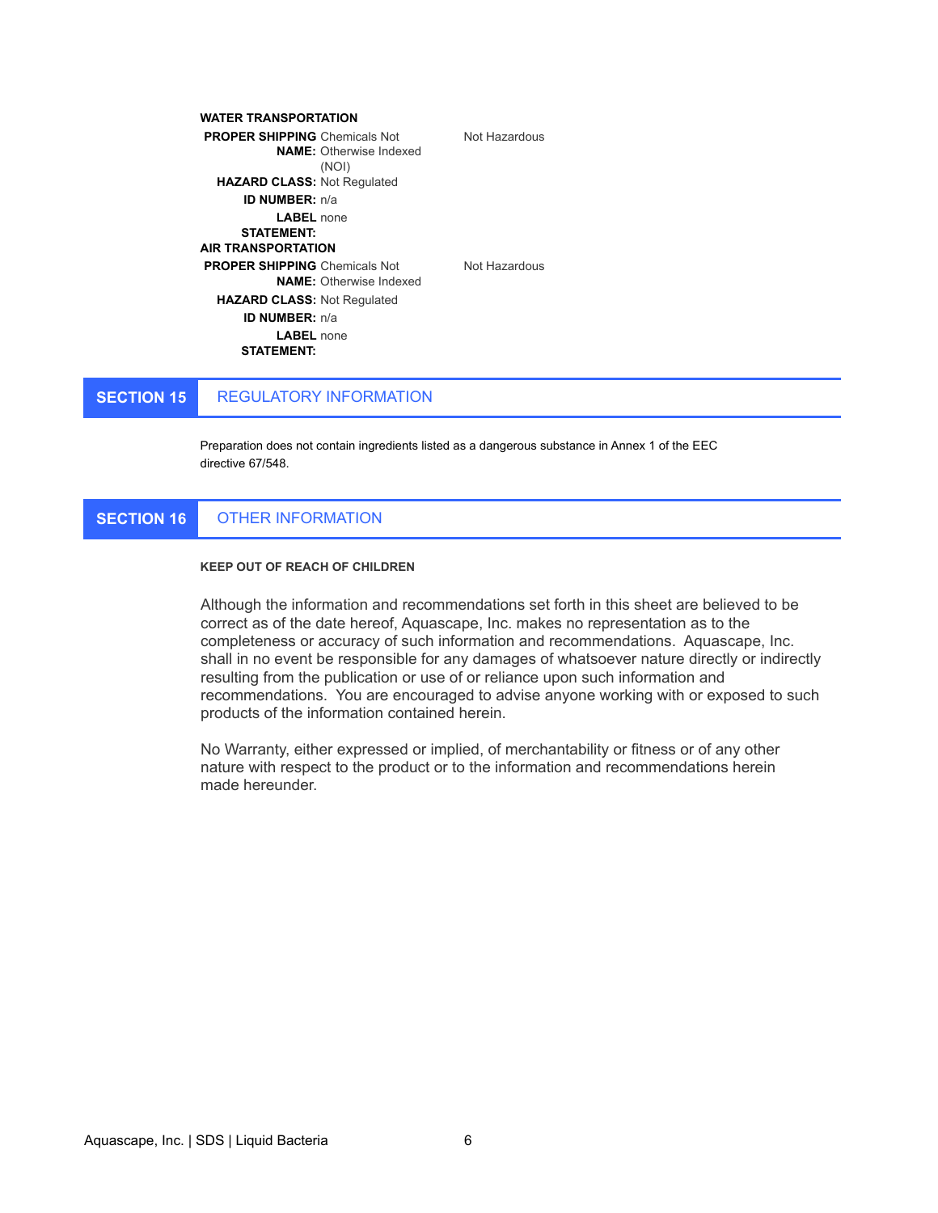**WATER TRANSPORTATION**

| | | |
|---|---|---|
| **PROPER SHIPPING NAME:** | Chemicals Not Otherwise Indexed (NOI) | Not Hazardous |
| **HAZARD CLASS:** | Not Regulated | |
| **ID NUMBER:** | n/a | |
| **LABEL STATEMENT:** | none | |

**AIR TRANSPORTATION**

| | | |
|---|---|---|
| **PROPER SHIPPING NAME:** | Chemicals Not Otherwise Indexed | Not Hazardous |
| **HAZARD CLASS:** | Not Regulated | |
| **ID NUMBER:** | n/a | |
| **LABEL STATEMENT:** | none | |

## SECTION 15 REGULATORY INFORMATION

Preparation does not contain ingredients listed as a dangerous substance in Annex 1 of the EEC directive 67/548.

## SECTION 16 OTHER INFORMATION

**KEEP OUT OF REACH OF CHILDREN**

Although the information and recommendations set forth in this sheet are believed to be correct as of the date hereof, Aquascape, Inc. makes no representation as to the completeness or accuracy of such information and recommendations. Aquascape, Inc. shall in no event be responsible for any damages of whatsoever nature directly or indirectly resulting from the publication or use of or reliance upon such information and recommendations. You are encouraged to advise anyone working with or exposed to such products of the information contained herein.

No Warranty, either expressed or implied, of merchantability or fitness or of any other nature with respect to the product or to the information and recommendations herein made hereunder.